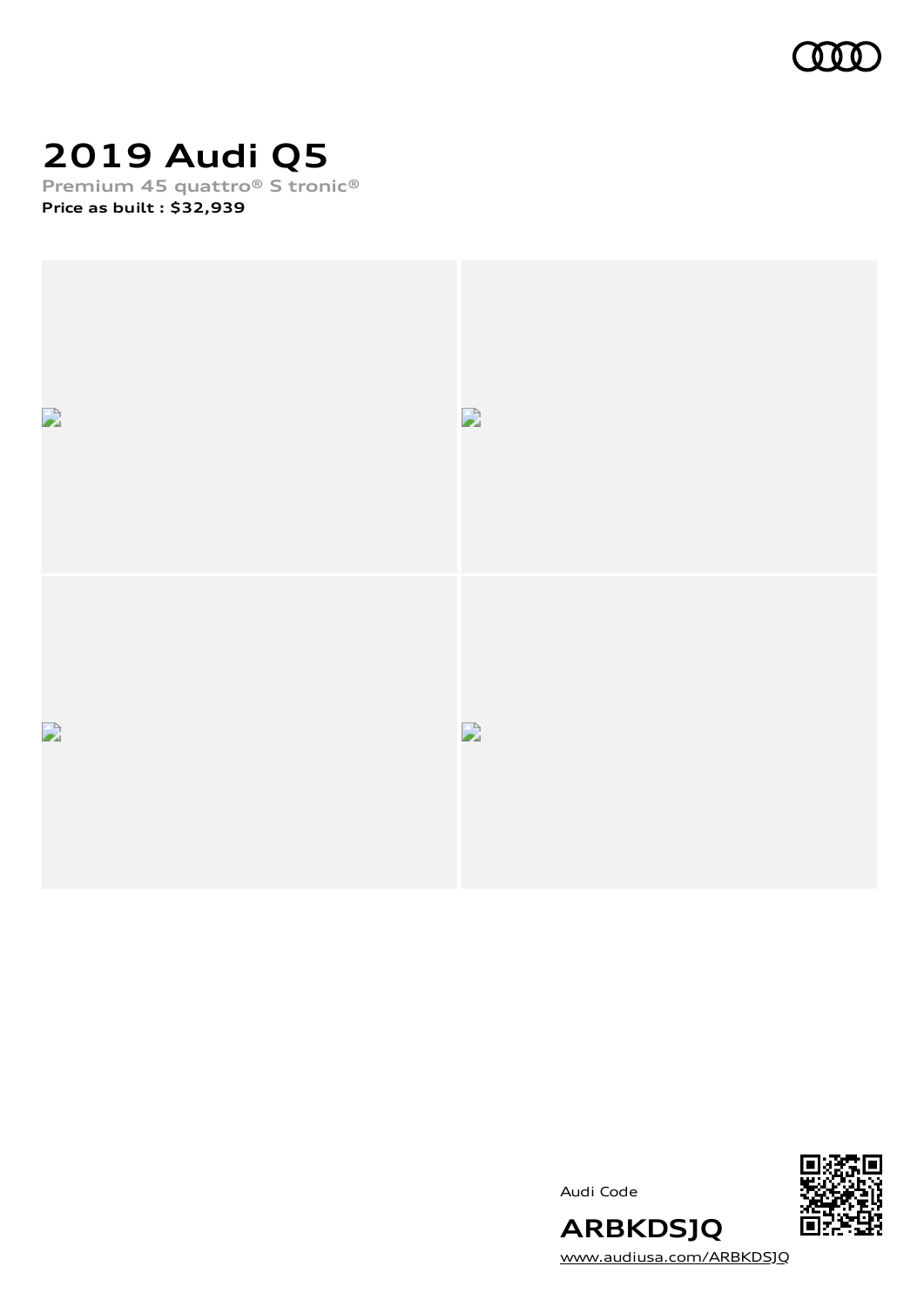# 2019 Audi Q5

**Premium 45 quattro® S tronic®**

**Price as built : $32,939**

Audi Code

**ARBKDSJQ**

www.audiusa.com/ARBKDSJQ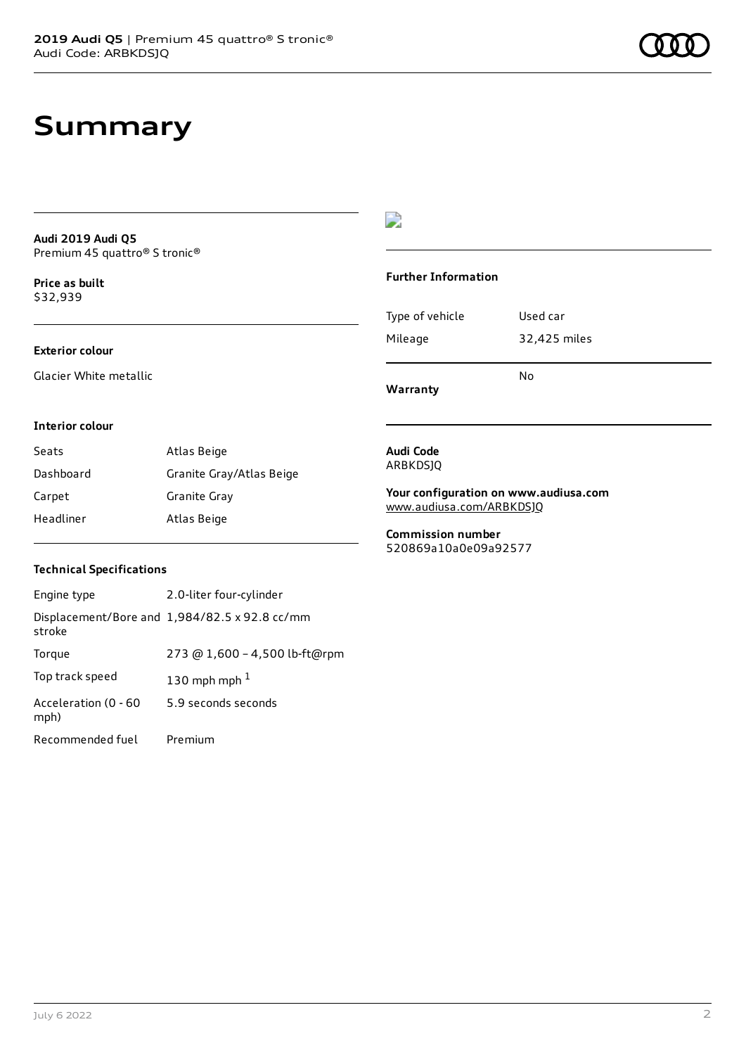# Summary

**Audi 2019 Audi Q5**
Premium 45 quattro® S tronic®

**Price as built**
$32,939

### Exterior colour

Glacier White metallic

### Interior colour

| | |
|---|---|
| Seats | Atlas Beige |
| Dashboard | Granite Gray/Atlas Beige |
| Carpet | Granite Gray |
| Headliner | Atlas Beige |

### Technical Specifications

| | |
|---|---|
| Engine type | 2.0-liter four-cylinder |
| Displacement/Bore and stroke | 1,984/82.5 x 92.8 cc/mm |
| Torque | 273 @ 1,600 – 4,500 lb-ft@rpm |
| Top track speed | 130 mph mph [1] |
| Acceleration (0 - 60 mph) | 5.9 seconds seconds |
| Recommended fuel | Premium |

### Further Information

| | |
|---|---|
| Type of vehicle | Used car |
| Mileage | 32,425 miles |
| Warranty | No |

**Audi Code**
ARBKDSJQ

**Your configuration on www.audiusa.com**
www.audiusa.com/ARBKDSJQ

**Commission number**
520869a10a0e09a92577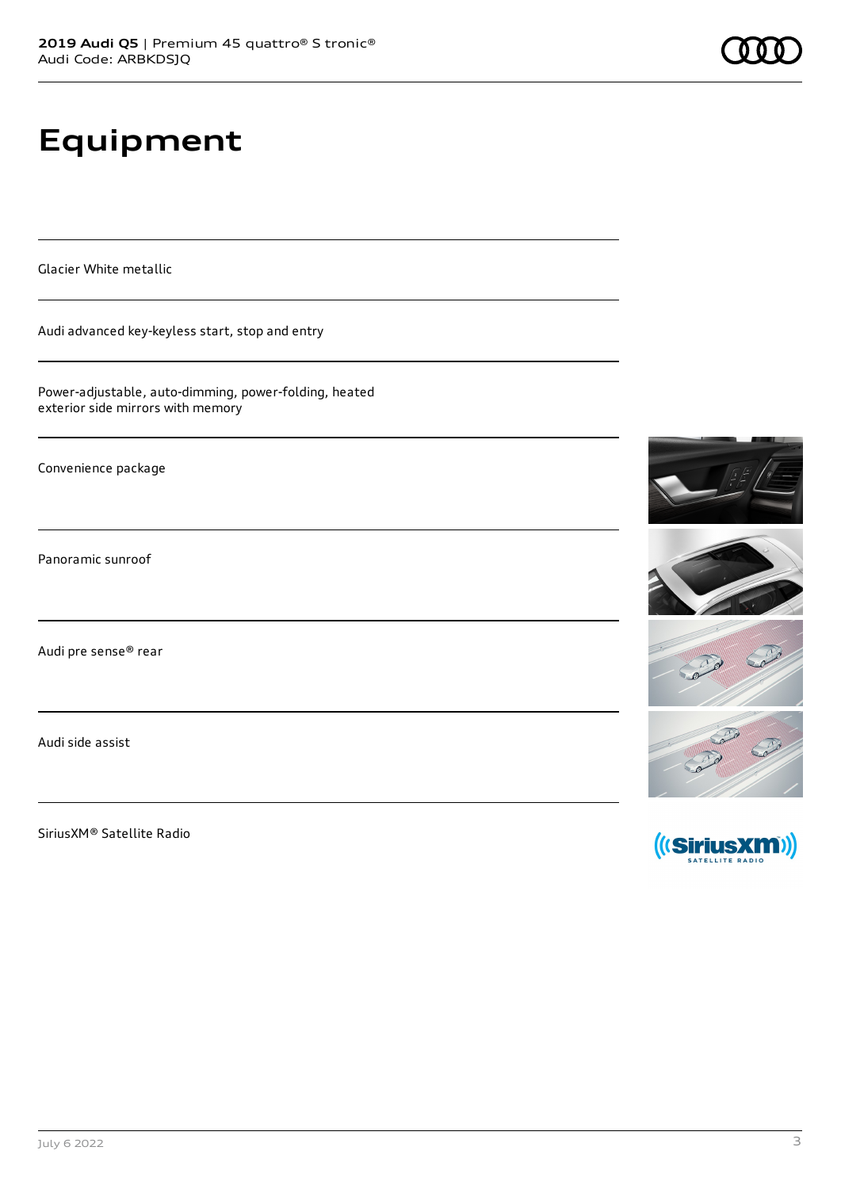# Equipment

Glacier White metallic

Audi advanced key-keyless start, stop and entry

Power-adjustable, auto-dimming, power-folding, heated exterior side mirrors with memory

Convenience package

Panoramic sunroof

Audi pre sense® rear

Audi side assist

SiriusXM® Satellite Radio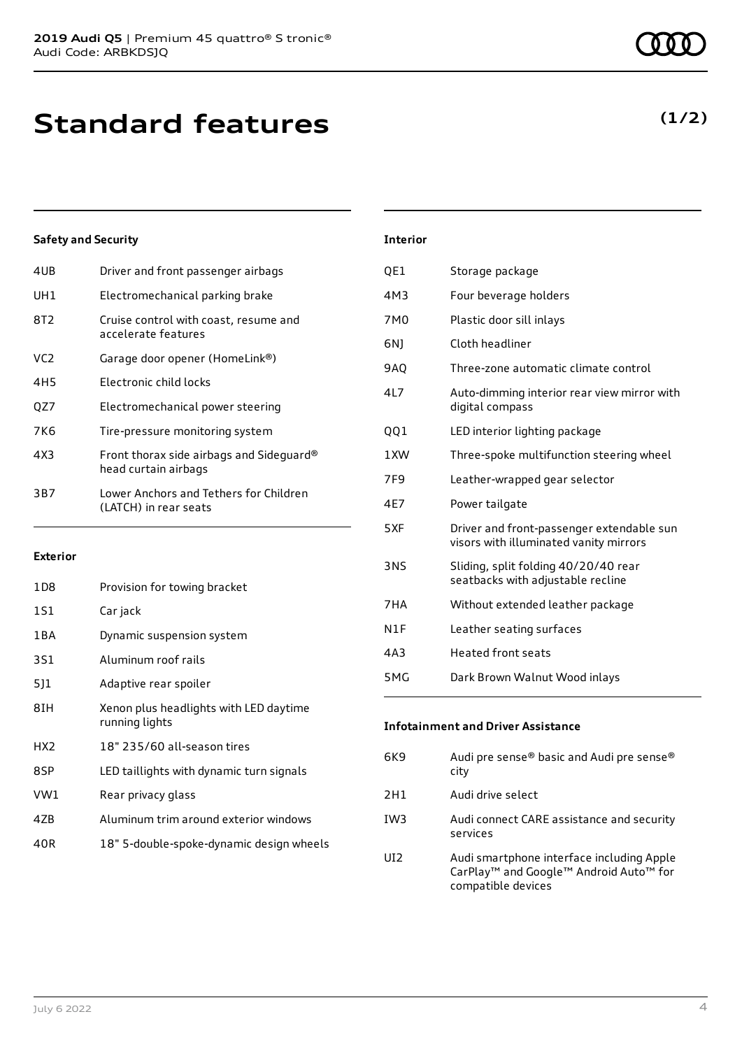# Standard features

**(1/2)**

### Safety and Security

| | |
|---|---|
| 4UB | Driver and front passenger airbags |
| UH1 | Electromechanical parking brake |
| 8T2 | Cruise control with coast, resume and accelerate features |
| VC2 | Garage door opener (HomeLink®) |
| 4H5 | Electronic child locks |
| QZ7 | Electromechanical power steering |
| 7K6 | Tire-pressure monitoring system |
| 4X3 | Front thorax side airbags and Sideguard® head curtain airbags |
| 3B7 | Lower Anchors and Tethers for Children (LATCH) in rear seats |

### Exterior

| | |
|---|---|
| 1D8 | Provision for towing bracket |
| 1S1 | Car jack |
| 1BA | Dynamic suspension system |
| 3S1 | Aluminum roof rails |
| 5J1 | Adaptive rear spoiler |
| 8IH | Xenon plus headlights with LED daytime running lights |
| HX2 | 18" 235/60 all-season tires |
| 8SP | LED taillights with dynamic turn signals |
| VW1 | Rear privacy glass |
| 4ZB | Aluminum trim around exterior windows |
| 40R | 18" 5-double-spoke-dynamic design wheels |

### Interior

| | |
|---|---|
| QE1 | Storage package |
| 4M3 | Four beverage holders |
| 7M0 | Plastic door sill inlays |
| 6NJ | Cloth headliner |
| 9AQ | Three-zone automatic climate control |
| 4L7 | Auto-dimming interior rear view mirror with digital compass |
| QQ1 | LED interior lighting package |
| 1XW | Three-spoke multifunction steering wheel |
| 7F9 | Leather-wrapped gear selector |
| 4E7 | Power tailgate |
| 5XF | Driver and front-passenger extendable sun visors with illuminated vanity mirrors |
| 3NS | Sliding, split folding 40/20/40 rear seatbacks with adjustable recline |
| 7HA | Without extended leather package |
| N1F | Leather seating surfaces |
| 4A3 | Heated front seats |
| 5MG | Dark Brown Walnut Wood inlays |

### Infotainment and Driver Assistance

| | |
|---|---|
| 6K9 | Audi pre sense® basic and Audi pre sense® city |
| 2H1 | Audi drive select |
| IW3 | Audi connect CARE assistance and security services |
| UI2 | Audi smartphone interface including Apple CarPlay™ and Google™ Android Auto™ for compatible devices |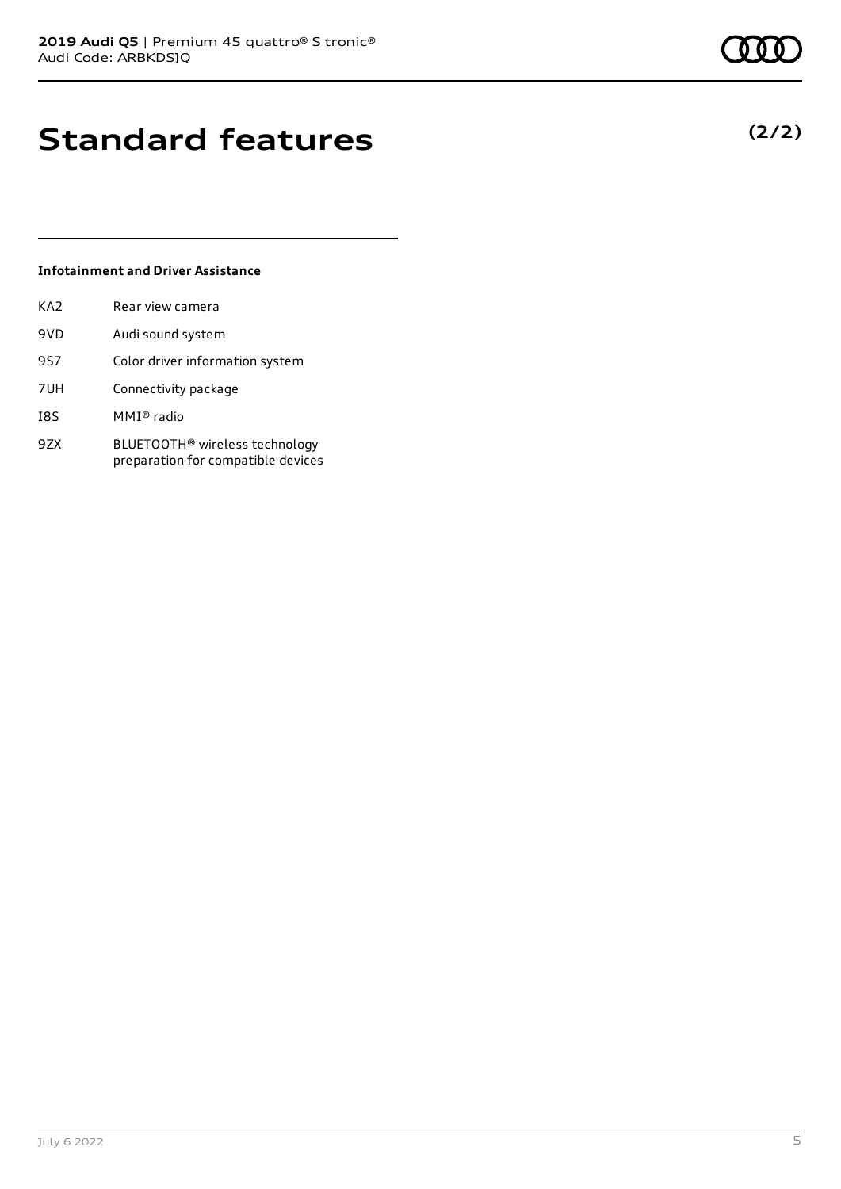# Standard features

**(2/2)**

### Infotainment and Driver Assistance

| | |
|---|---|
| KA2 | Rear view camera |
| 9VD | Audi sound system |
| 9S7 | Color driver information system |
| 7UH | Connectivity package |
| I8S | MMI® radio |
| 9ZX | BLUETOOTH® wireless technology preparation for compatible devices |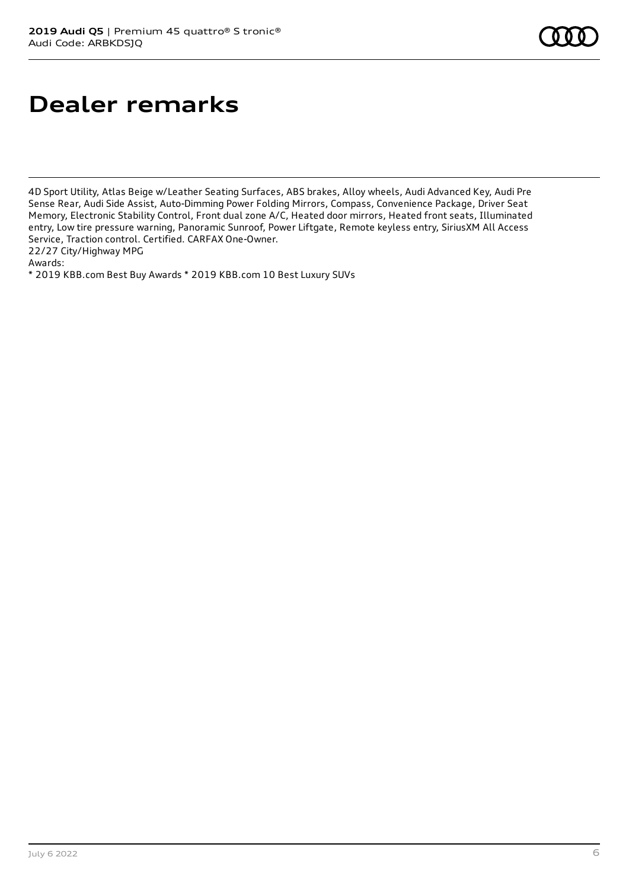# Dealer remarks

4D Sport Utility, Atlas Beige w/Leather Seating Surfaces, ABS brakes, Alloy wheels, Audi Advanced Key, Audi Pre Sense Rear, Audi Side Assist, Auto-Dimming Power Folding Mirrors, Compass, Convenience Package, Driver Seat Memory, Electronic Stability Control, Front dual zone A/C, Heated door mirrors, Heated front seats, Illuminated entry, Low tire pressure warning, Panoramic Sunroof, Power Liftgate, Remote keyless entry, SiriusXM All Access Service, Traction control. Certified. CARFAX One-Owner.
22/27 City/Highway MPG
Awards:
* 2019 KBB.com Best Buy Awards * 2019 KBB.com 10 Best Luxury SUVs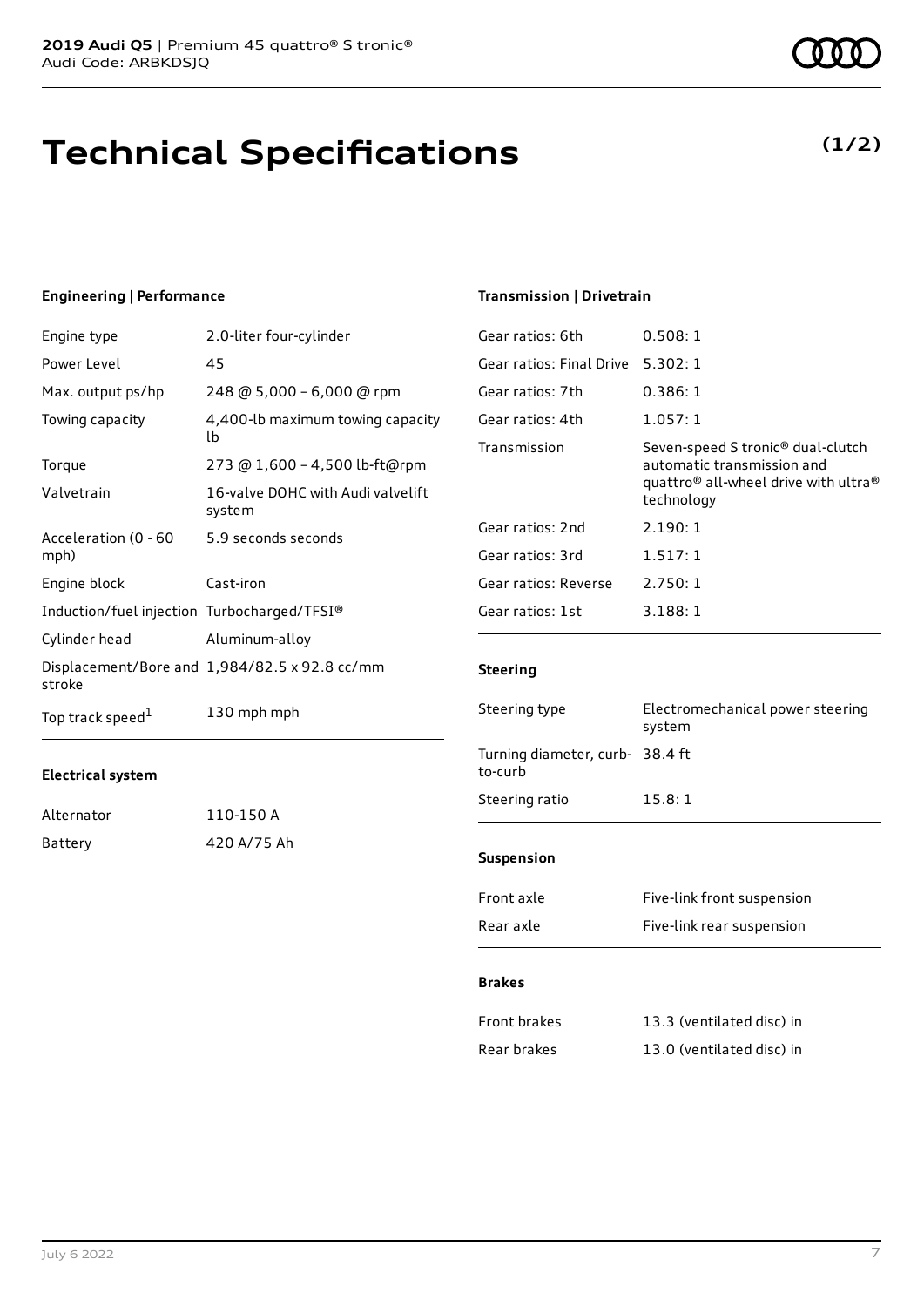# Technical Specifications

**(1/2)**

### Engineering | Performance

| | |
|---|---|
| Engine type | 2.0-liter four-cylinder |
| Power Level | 45 |
| Max. output ps/hp | 248 @ 5,000 – 6,000 @ rpm |
| Towing capacity | 4,400-lb maximum towing capacity lb |
| Torque | 273 @ 1,600 – 4,500 lb-ft@rpm |
| Valvetrain | 16-valve DOHC with Audi valvelift system |
| Acceleration (0 - 60 mph) | 5.9 seconds seconds |
| Engine block | Cast-iron |
| Induction/fuel injection | Turbocharged/TFSI® |
| Cylinder head | Aluminum-alloy |
| Displacement/Bore and stroke | 1,984/82.5 x 92.8 cc/mm |
| Top track speed[1] | 130 mph mph |

### Electrical system

| | |
|---|---|
| Alternator | 110-150 A |
| Battery | 420 A/75 Ah |

### Transmission | Drivetrain

| | |
|---|---|
| Gear ratios: 6th | 0.508: 1 |
| Gear ratios: Final Drive | 5.302: 1 |
| Gear ratios: 7th | 0.386: 1 |
| Gear ratios: 4th | 1.057: 1 |
| Transmission | Seven-speed S tronic® dual-clutch automatic transmission and quattro® all-wheel drive with ultra® technology |
| Gear ratios: 2nd | 2.190: 1 |
| Gear ratios: 3rd | 1.517: 1 |
| Gear ratios: Reverse | 2.750: 1 |
| Gear ratios: 1st | 3.188: 1 |

### Steering

| | |
|---|---|
| Steering type | Electromechanical power steering system |
| Turning diameter, curb-to-curb | 38.4 ft |
| Steering ratio | 15.8: 1 |

### Suspension

| | |
|---|---|
| Front axle | Five-link front suspension |
| Rear axle | Five-link rear suspension |

### Brakes

| | |
|---|---|
| Front brakes | 13.3 (ventilated disc) in |
| Rear brakes | 13.0 (ventilated disc) in |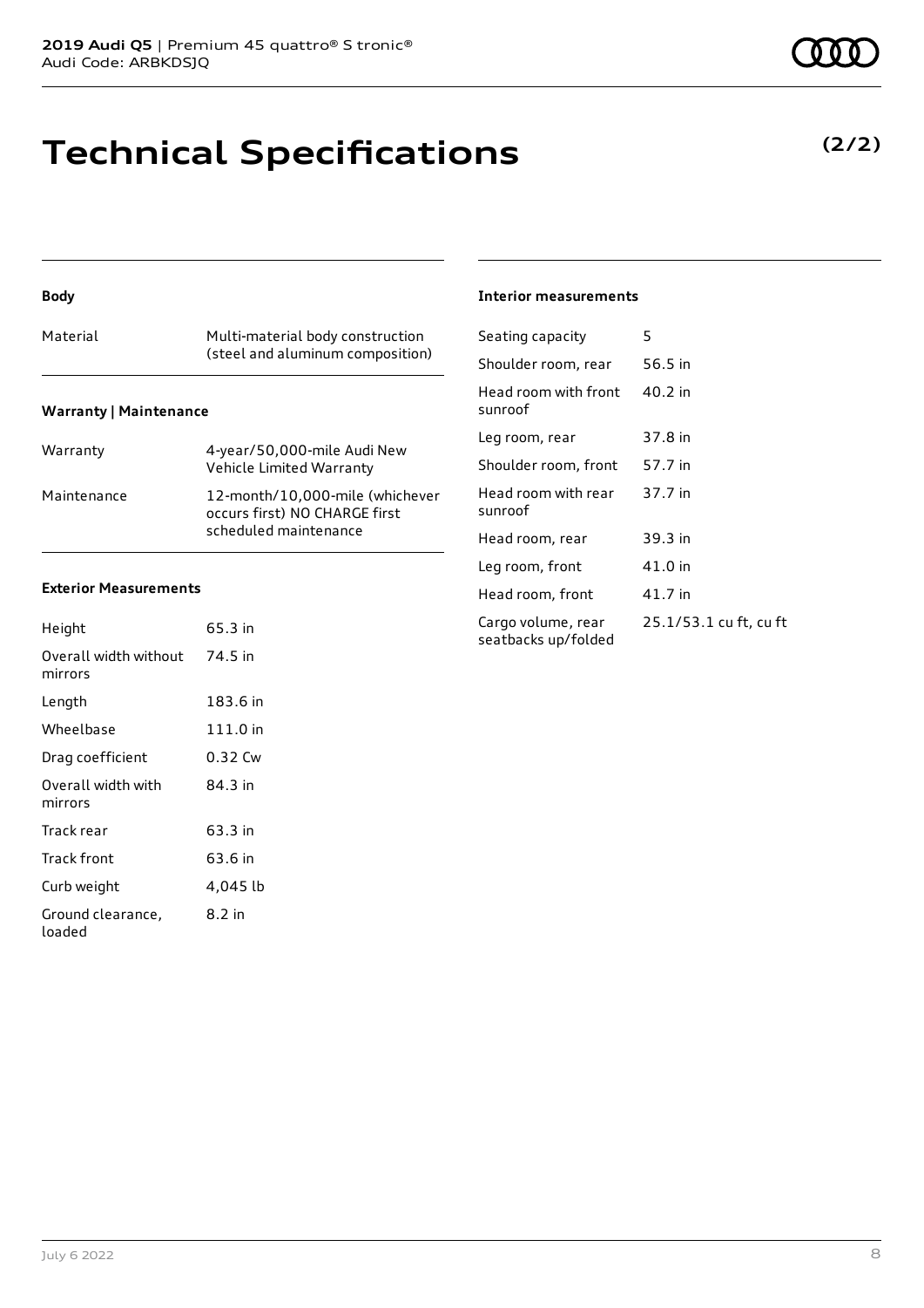# Technical Specifications

**(2/2)**

### Body

| Material | Multi-material body construction (steel and aluminum composition) |
|---|---|

### Warranty | Maintenance

| Warranty | 4-year/50,000-mile Audi New Vehicle Limited Warranty |
|---|---|
| Maintenance | 12-month/10,000-mile (whichever occurs first) NO CHARGE first scheduled maintenance |

### Exterior Measurements

| Height | 65.3 in |
|---|---|
| Overall width without mirrors | 74.5 in |
| Length | 183.6 in |
| Wheelbase | 111.0 in |
| Drag coefficient | 0.32 Cw |
| Overall width with mirrors | 84.3 in |
| Track rear | 63.3 in |
| Track front | 63.6 in |
| Curb weight | 4,045 lb |
| Ground clearance, loaded | 8.2 in |

### Interior measurements

| Seating capacity | 5 |
|---|---|
| Shoulder room, rear | 56.5 in |
| Head room with front sunroof | 40.2 in |
| Leg room, rear | 37.8 in |
| Shoulder room, front | 57.7 in |
| Head room with rear sunroof | 37.7 in |
| Head room, rear | 39.3 in |
| Leg room, front | 41.0 in |
| Head room, front | 41.7 in |
| Cargo volume, rear seatbacks up/folded | 25.1/53.1 cu ft, cu ft |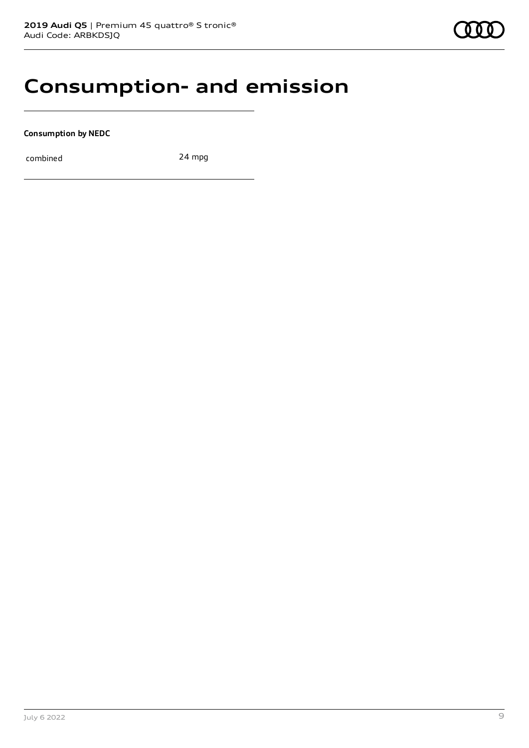# Consumption- and emission

**Consumption by NEDC**

| | |
|---|---|
| combined | 24 mpg |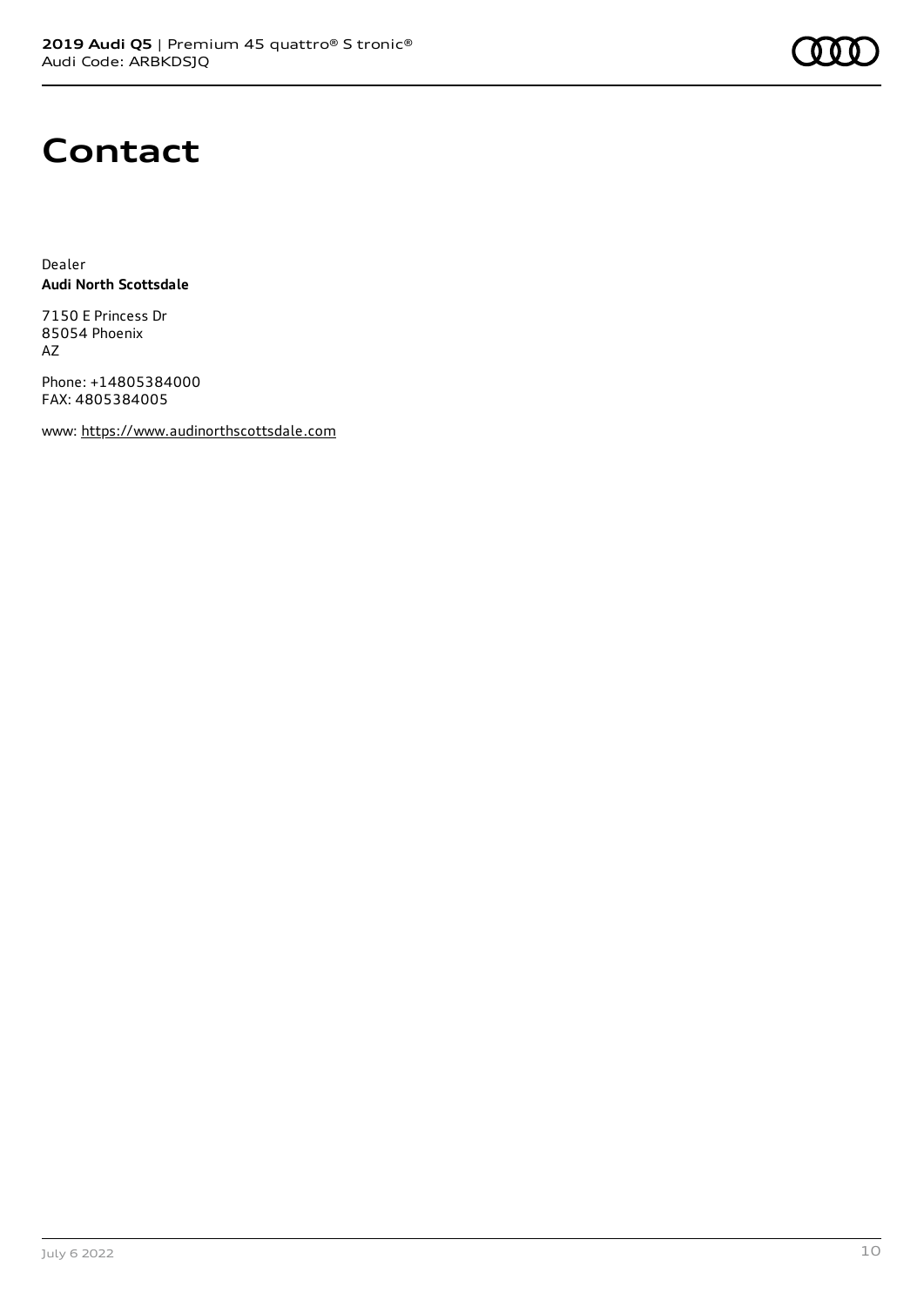# Contact

Dealer
**Audi North Scottsdale**

7150 E Princess Dr
85054 Phoenix
AZ

Phone: +14805384000
FAX: 4805384005

www: https://www.audinorthscottsdale.com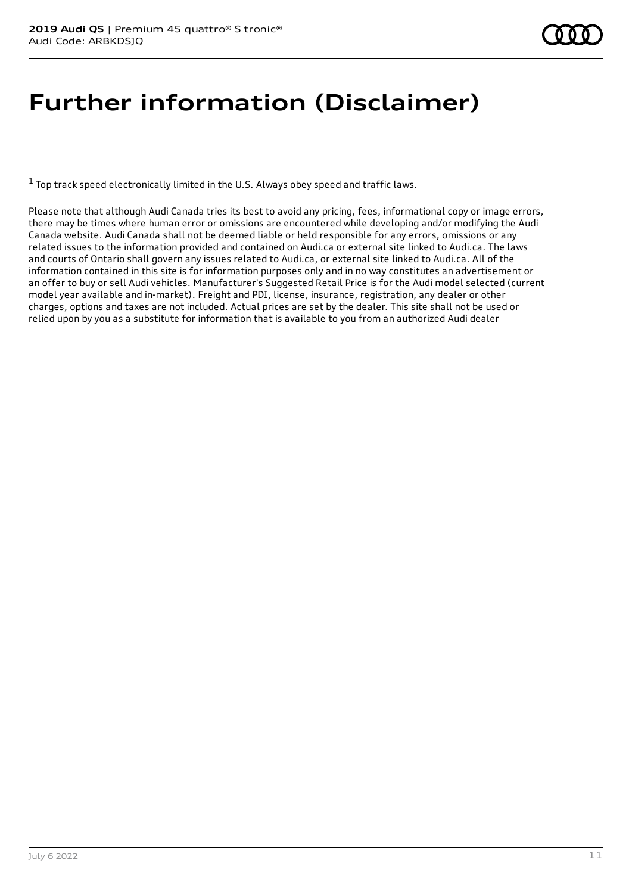# Further information (Disclaimer)

[1] Top track speed electronically limited in the U.S. Always obey speed and traffic laws.

Please note that although Audi Canada tries its best to avoid any pricing, fees, informational copy or image errors, there may be times where human error or omissions are encountered while developing and/or modifying the Audi Canada website. Audi Canada shall not be deemed liable or held responsible for any errors, omissions or any related issues to the information provided and contained on Audi.ca or external site linked to Audi.ca. The laws and courts of Ontario shall govern any issues related to Audi.ca, or external site linked to Audi.ca. All of the information contained in this site is for information purposes only and in no way constitutes an advertisement or an offer to buy or sell Audi vehicles. Manufacturer's Suggested Retail Price is for the Audi model selected (current model year available and in-market). Freight and PDI, license, insurance, registration, any dealer or other charges, options and taxes are not included. Actual prices are set by the dealer. This site shall not be used or relied upon by you as a substitute for information that is available to you from an authorized Audi dealer